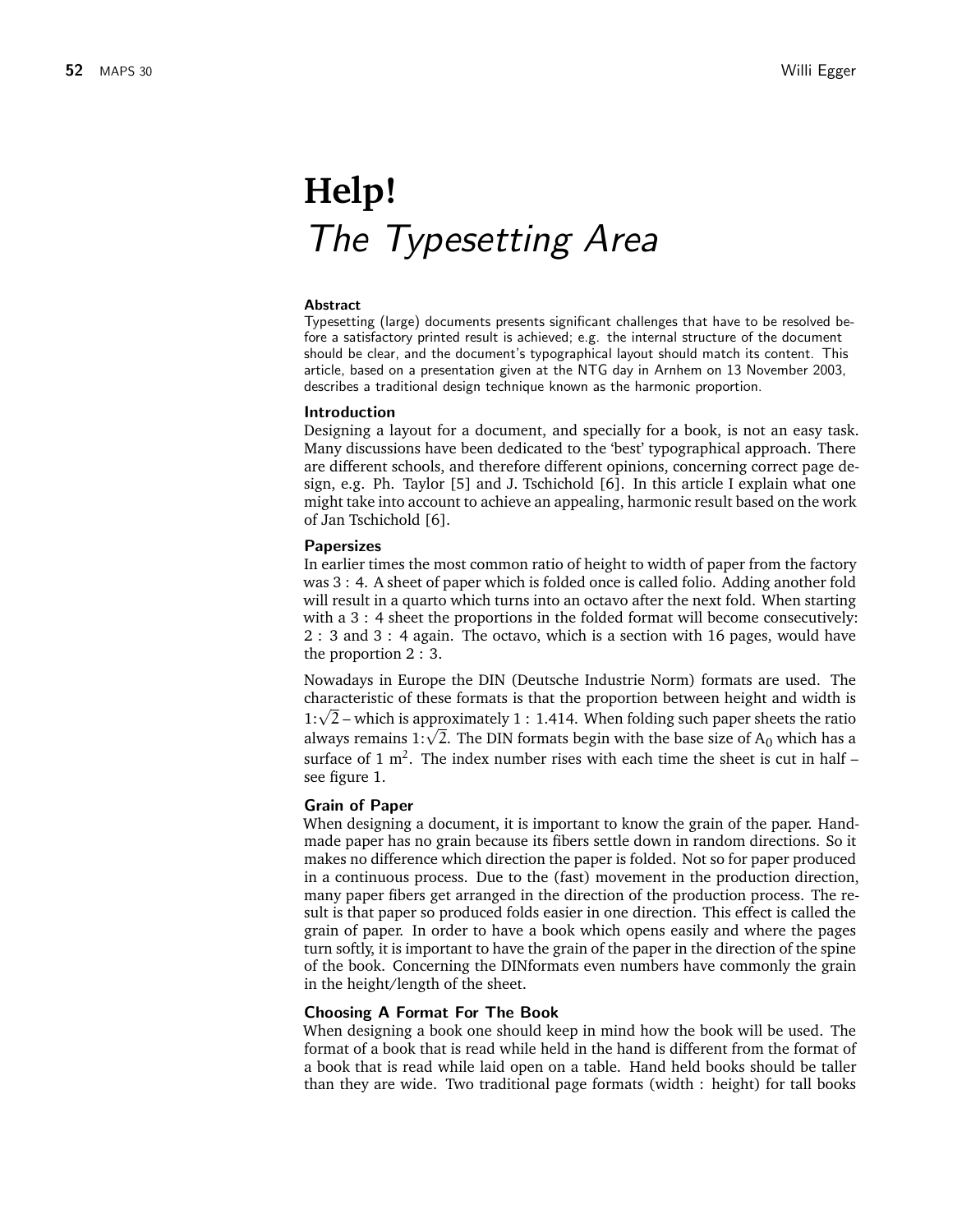# Help!
*The Typesetting Area*

**Abstract**

Typesetting (large) documents presents significant challenges that have to be resolved before a satisfactory printed result is achieved; e.g. the internal structure of the document should be clear, and the document's typographical layout should match its content. This article, based on a presentation given at the NTG day in Arnhem on 13 November 2003, describes a traditional design technique known as the harmonic proportion.

## Introduction

Designing a layout for a document, and specially for a book, is not an easy task. Many discussions have been dedicated to the 'best' typographical approach. There are different schools, and therefore different opinions, concerning correct page design, e.g. Ph. Taylor [5] and J. Tschichold [6]. In this article I explain what one might take into account to achieve an appealing, harmonic result based on the work of Jan Tschichold [6].

## Papersizes

In earlier times the most common ratio of height to width of paper from the factory was 3 : 4. A sheet of paper which is folded once is called folio. Adding another fold will result in a quarto which turns into an octavo after the next fold. When starting with a 3 : 4 sheet the proportions in the folded format will become consecutively: 2 : 3 and 3 : 4 again. The octavo, which is a section with 16 pages, would have the proportion 2 : 3.

Nowadays in Europe the DIN (Deutsche Industrie Norm) formats are used. The characteristic of these formats is that the proportion between height and width is $1{:}\sqrt{2}$ – which is approximately 1 : 1.414. When folding such paper sheets the ratio always remains $1{:}\sqrt{2}$. The DIN formats begin with the base size of $A_0$ which has a surface of 1 $m^2$. The index number rises with each time the sheet is cut in half – see figure 1.

## Grain of Paper

When designing a document, it is important to know the grain of the paper. Handmade paper has no grain because its fibers settle down in random directions. So it makes no difference which direction the paper is folded. Not so for paper produced in a continuous process. Due to the (fast) movement in the production direction, many paper fibers get arranged in the direction of the production process. The result is that paper so produced folds easier in one direction. This effect is called the grain of paper. In order to have a book which opens easily and where the pages turn softly, it is important to have the grain of the paper in the direction of the spine of the book. Concerning the DINformats even numbers have commonly the grain in the height/length of the sheet.

## Choosing A Format For The Book

When designing a book one should keep in mind how the book will be used. The format of a book that is read while held in the hand is different from the format of a book that is read while laid open on a table. Hand held books should be taller than they are wide. Two traditional page formats (width : height) for tall books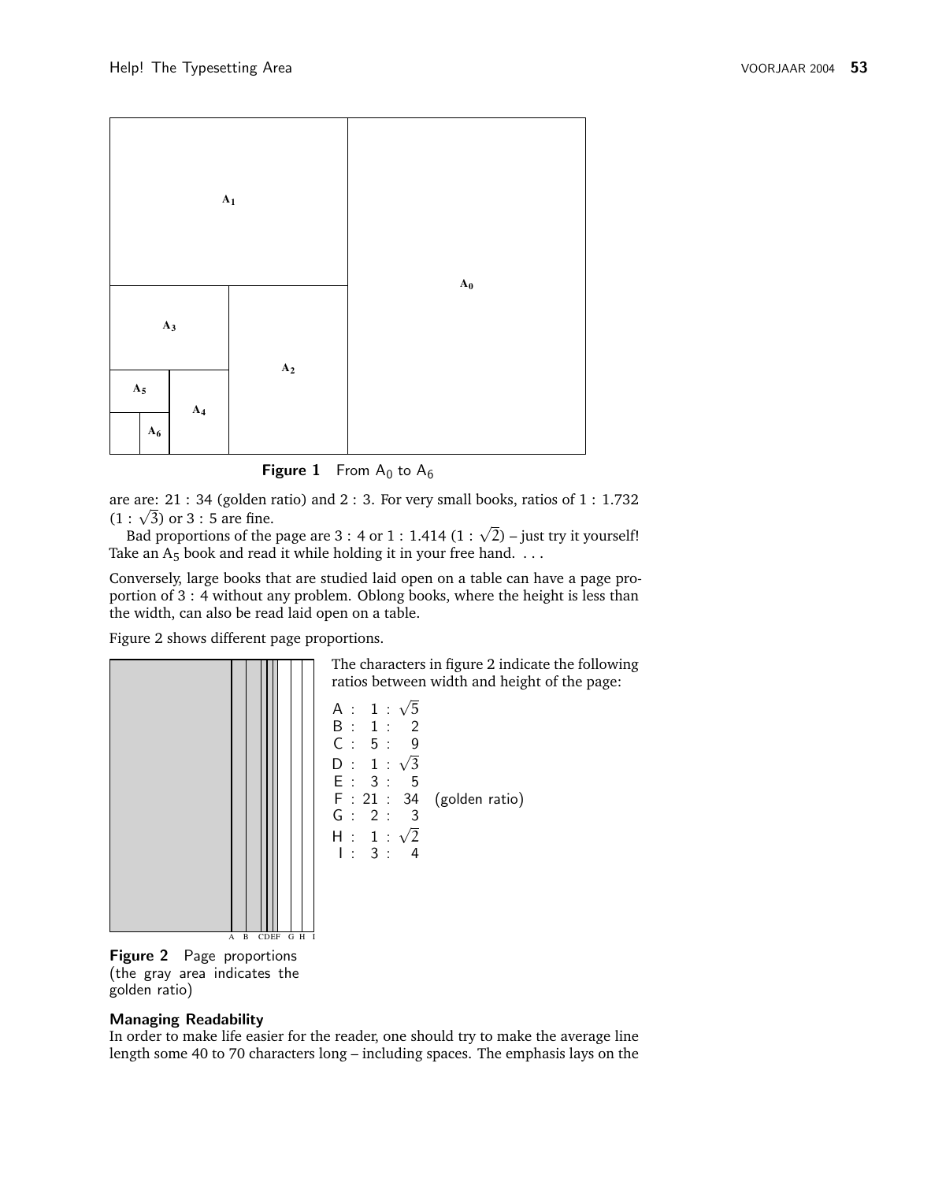Figure 1 From $A_0$ to $A_6$

are are: 21 : 34 (golden ratio) and 2 : 3. For very small books, ratios of 1 : 1.732 ($1 : \sqrt{3}$) or 3 : 5 are fine.

Bad proportions of the page are 3 : 4 or 1 : 1.414 ($1 : \sqrt{2}$) – just try it yourself! Take an $A_5$ book and read it while holding it in your free hand. ...

Conversely, large books that are studied laid open on a table can have a page proportion of 3 : 4 without any problem. Oblong books, where the height is less than the width, can also be read laid open on a table.

Figure 2 shows different page proportions.

The characters in figure 2 indicate the following ratios between width and height of the page:

- A : $1 : \sqrt{5}$
- B : 1 : 2
- C : 5 : 9
- D : $1 : \sqrt{3}$
- E : 3 : 5
- F : 21 : 34 (golden ratio)
- G : 2 : 3
- H : $1 : \sqrt{2}$
- I : 3 : 4

**Figure 2** Page proportions (the gray area indicates the golden ratio)

### Managing Readability

In order to make life easier for the reader, one should try to make the average line length some 40 to 70 characters long – including spaces. The emphasis lays on the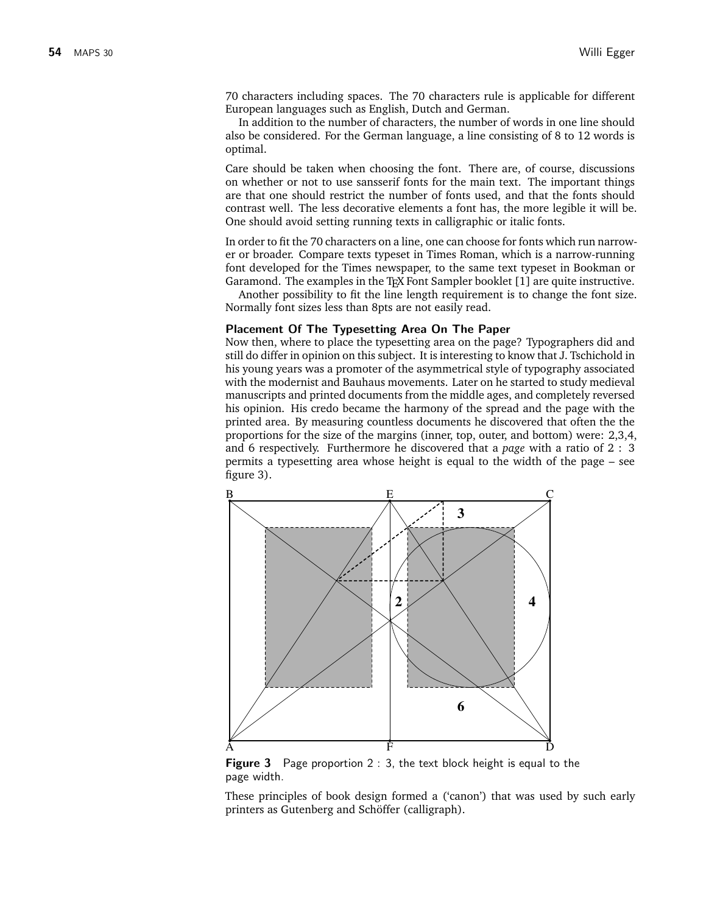70 characters including spaces. The 70 characters rule is applicable for different European languages such as English, Dutch and German.

In addition to the number of characters, the number of words in one line should also be considered. For the German language, a line consisting of 8 to 12 words is optimal.

Care should be taken when choosing the font. There are, of course, discussions on whether or not to use sansserif fonts for the main text. The important things are that one should restrict the number of fonts used, and that the fonts should contrast well. The less decorative elements a font has, the more legible it will be. One should avoid setting running texts in calligraphic or italic fonts.

In order to fit the 70 characters on a line, one can choose for fonts which run narrower or broader. Compare texts typeset in Times Roman, which is a narrow-running font developed for the Times newspaper, to the same text typeset in Bookman or Garamond. The examples in the TEX Font Sampler booklet [1] are quite instructive.

Another possibility to fit the line length requirement is to change the font size. Normally font sizes less than 8pts are not easily read.

### Placement Of The Typesetting Area On The Paper

Now then, where to place the typesetting area on the page? Typographers did and still do differ in opinion on this subject. It is interesting to know that J. Tschichold in his young years was a promoter of the asymmetrical style of typography associated with the modernist and Bauhaus movements. Later on he started to study medieval manuscripts and printed documents from the middle ages, and completely reversed his opinion. His credo became the harmony of the spread and the page with the printed area. By measuring countless documents he discovered that often the the proportions for the size of the margins (inner, top, outer, and bottom) were: 2,3,4, and 6 respectively. Furthermore he discovered that a *page* with a ratio of 2 : 3 permits a typesetting area whose height is equal to the width of the page – see figure 3).

**Figure 3** Page proportion 2 : 3, the text block height is equal to the page width.

These principles of book design formed a ('canon') that was used by such early printers as Gutenberg and Schöffer (calligraph).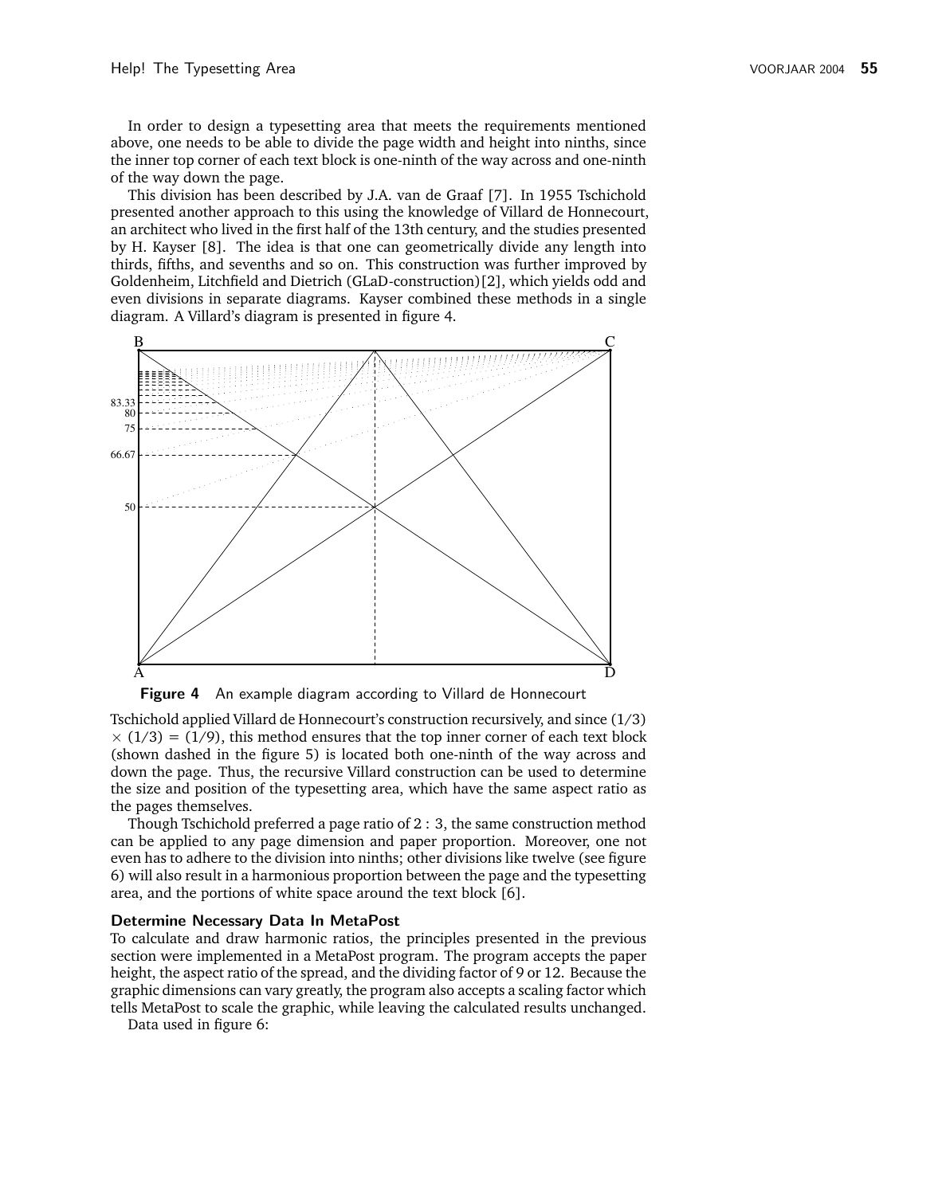In order to design a typesetting area that meets the requirements mentioned above, one needs to be able to divide the page width and height into ninths, since the inner top corner of each text block is one-ninth of the way across and one-ninth of the way down the page.

This division has been described by J.A. van de Graaf [7]. In 1955 Tschichold presented another approach to this using the knowledge of Villard de Honnecourt, an architect who lived in the first half of the 13th century, and the studies presented by H. Kayser [8]. The idea is that one can geometrically divide any length into thirds, fifths, and sevenths and so on. This construction was further improved by Goldenheim, Litchfield and Dietrich (GLaD-construction)[2], which yields odd and even divisions in separate diagrams. Kayser combined these methods in a single diagram. A Villard's diagram is presented in figure 4.

**Figure 4** An example diagram according to Villard de Honnecourt

Tschichold applied Villard de Honnecourt's construction recursively, and since $(1/3) \times (1/3) = (1/9)$, this method ensures that the top inner corner of each text block (shown dashed in the figure 5) is located both one-ninth of the way across and down the page. Thus, the recursive Villard construction can be used to determine the size and position of the typesetting area, which have the same aspect ratio as the pages themselves.

Though Tschichold preferred a page ratio of 2 : 3, the same construction method can be applied to any page dimension and paper proportion. Moreover, one not even has to adhere to the division into ninths; other divisions like twelve (see figure 6) will also result in a harmonious proportion between the page and the typesetting area, and the portions of white space around the text block [6].

### Determine Necessary Data In MetaPost

To calculate and draw harmonic ratios, the principles presented in the previous section were implemented in a MetaPost program. The program accepts the paper height, the aspect ratio of the spread, and the dividing factor of 9 or 12. Because the graphic dimensions can vary greatly, the program also accepts a scaling factor which tells MetaPost to scale the graphic, while leaving the calculated results unchanged.

Data used in figure 6: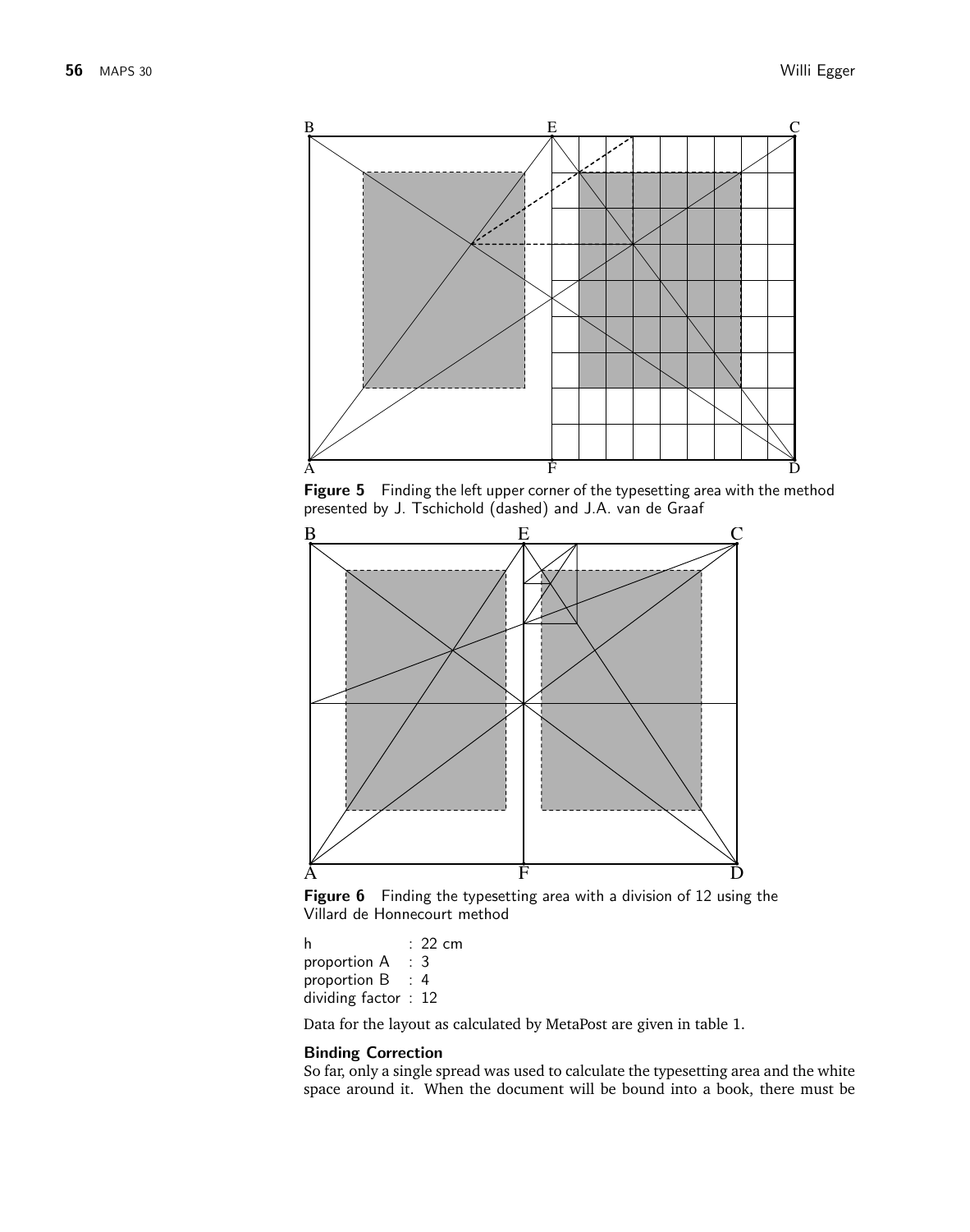**Figure 5** Finding the left upper corner of the typesetting area with the method presented by J. Tschichold (dashed) and J.A. van de Graaf

**Figure 6** Finding the typesetting area with a division of 12 using the Villard de Honnecourt method

```
h               : 22 cm
proportion A    : 3
proportion B    : 4
dividing factor : 12
```

Data for the layout as calculated by MetaPost are given in table 1.

### Binding Correction

So far, only a single spread was used to calculate the typesetting area and the white space around it. When the document will be bound into a book, there must be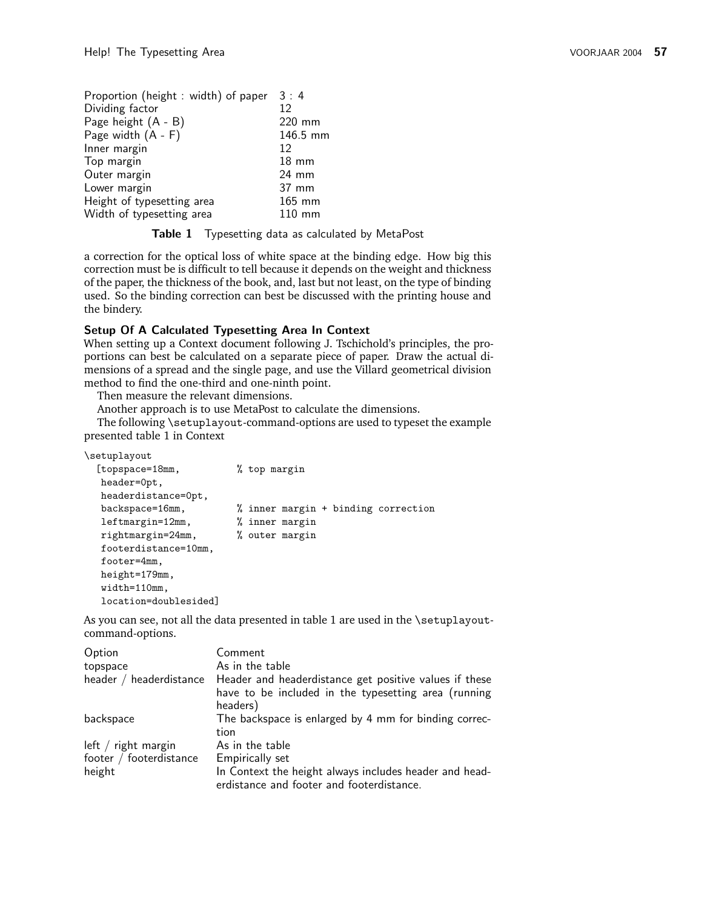| | |
|---|---|
| Proportion (height : width) of paper | 3 : 4 |
| Dividing factor | 12 |
| Page height (A - B) | 220 mm |
| Page width (A - F) | 146.5 mm |
| Inner margin | 12 |
| Top margin | 18 mm |
| Outer margin | 24 mm |
| Lower margin | 37 mm |
| Height of typesetting area | 165 mm |
| Width of typesetting area | 110 mm |

**Table 1** Typesetting data as calculated by MetaPost

a correction for the optical loss of white space at the binding edge. How big this correction must be is difficult to tell because it depends on the weight and thickness of the paper, the thickness of the book, and, last but not least, on the type of binding used. So the binding correction can best be discussed with the printing house and the bindery.

### Setup Of A Calculated Typesetting Area In Context

When setting up a Context document following J. Tschichold's principles, the proportions can best be calculated on a separate piece of paper. Draw the actual dimensions of a spread and the single page, and use the Villard geometrical division method to find the one-third and one-ninth point.

Then measure the relevant dimensions.

Another approach is to use MetaPost to calculate the dimensions.

The following `\setuplayout`-command-options are used to typeset the example presented table 1 in Context

```
\setuplayout
  [topspace=18mm,          % top margin
   header=0pt,
   headerdistance=0pt,
   backspace=16mm,         % inner margin + binding correction
   leftmargin=12mm,        % inner margin
   rightmargin=24mm,       % outer margin
   footerdistance=10mm,
   footer=4mm,
   height=179mm,
   width=110mm,
   location=doublesided]
```

As you can see, not all the data presented in table 1 are used in the `\setuplayout`-command-options.

| Option | Comment |
|---|---|
| topspace | As in the table |
| header / headerdistance | Header and headerdistance get positive values if these have to be included in the typesetting area (running headers) |
| backspace | The backspace is enlarged by 4 mm for binding correction |
| left / right margin | As in the table |
| footer / footerdistance | Empirically set |
| height | In Context the height always includes header and headerdistance and footer and footerdistance. |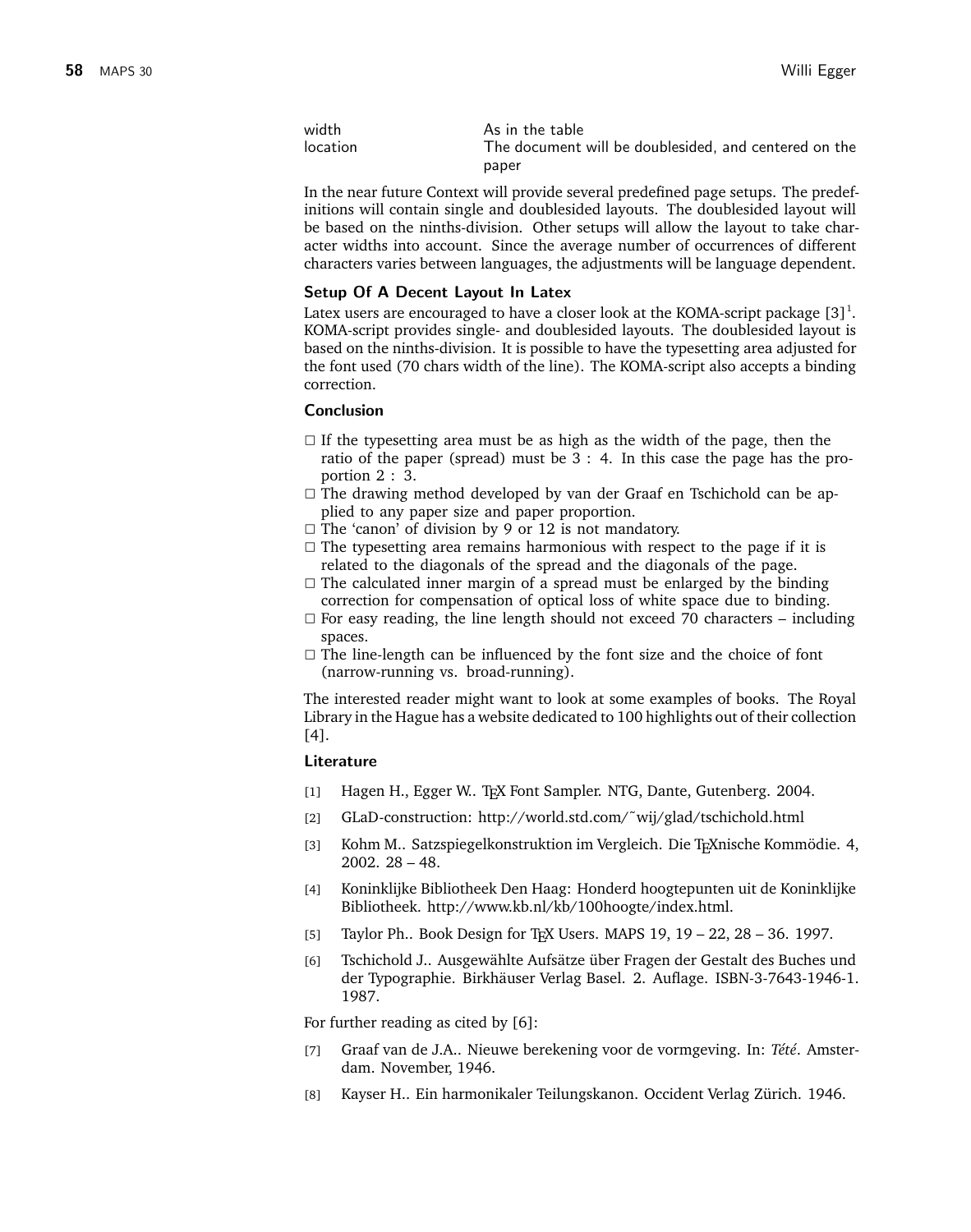| | |
|---|---|
| width | As in the table |
| location | The document will be doublesided, and centered on the paper |

In the near future Context will provide several predefined page setups. The predefinitions will contain single and doublesided layouts. The doublesided layout will be based on the ninths-division. Other setups will allow the layout to take character widths into account. Since the average number of occurrences of different characters varies between languages, the adjustments will be language dependent.

### Setup Of A Decent Layout In Latex

Latex users are encouraged to have a closer look at the KOMA-script package [3][1]. KOMA-script provides single- and doublesided layouts. The doublesided layout is based on the ninths-division. It is possible to have the typesetting area adjusted for the font used (70 chars width of the line). The KOMA-script also accepts a binding correction.

### Conclusion

- If the typesetting area must be as high as the width of the page, then the ratio of the paper (spread) must be 3 : 4. In this case the page has the proportion 2 : 3.
- The drawing method developed by van der Graaf en Tschichold can be applied to any paper size and paper proportion.
- The 'canon' of division by 9 or 12 is not mandatory.
- The typesetting area remains harmonious with respect to the page if it is related to the diagonals of the spread and the diagonals of the page.
- The calculated inner margin of a spread must be enlarged by the binding correction for compensation of optical loss of white space due to binding.
- For easy reading, the line length should not exceed 70 characters – including spaces.
- The line-length can be influenced by the font size and the choice of font (narrow-running vs. broad-running).

The interested reader might want to look at some examples of books. The Royal Library in the Hague has a website dedicated to 100 highlights out of their collection [4].

### Literature

[1] Hagen H., Egger W.. TEX Font Sampler. NTG, Dante, Gutenberg. 2004.

[2] GLaD-construction: http://world.std.com/˜wij/glad/tschichold.html

[3] Kohm M.. Satzspiegelkonstruktion im Vergleich. Die TEXnische Kommödie. 4, 2002. 28 – 48.

[4] Koninklijke Bibliotheek Den Haag: Honderd hoogtepunten uit de Koninklijke Bibliotheek. http://www.kb.nl/kb/100hoogte/index.html.

[5] Taylor Ph.. Book Design for TEX Users. MAPS 19, 19 – 22, 28 – 36. 1997.

[6] Tschichold J.. Ausgewählte Aufsätze über Fragen der Gestalt des Buches und der Typographie. Birkhäuser Verlag Basel. 2. Auflage. ISBN-3-7643-1946-1. 1987.

For further reading as cited by [6]:

[7] Graaf van de J.A.. Nieuwe berekening voor de vormgeving. In: *Tété*. Amsterdam. November, 1946.

[8] Kayser H.. Ein harmonikaler Teilungskanon. Occident Verlag Zürich. 1946.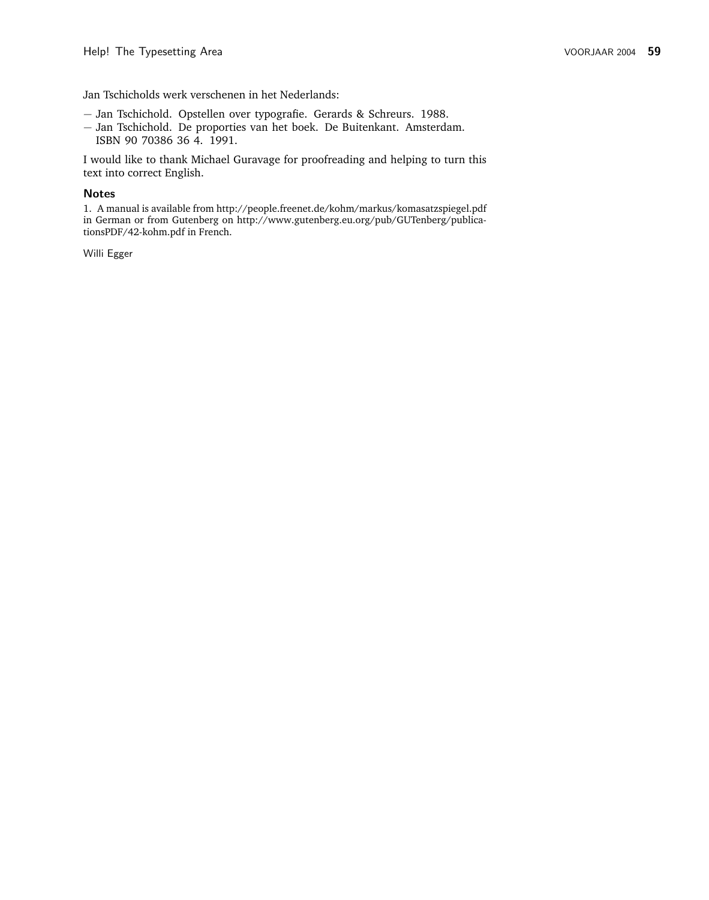Jan Tschicholds werk verschenen in het Nederlands:

- Jan Tschichold. Opstellen over typografie. Gerards & Schreurs. 1988.
- Jan Tschichold. De proporties van het boek. De Buitenkant. Amsterdam. ISBN 90 70386 36 4. 1991.

I would like to thank Michael Guravage for proofreading and helping to turn this text into correct English.

### Notes

1. A manual is available from http://people.freenet.de/kohm/markus/komasatzspiegel.pdf in German or from Gutenberg on http://www.gutenberg.eu.org/pub/GUTenberg/publicationsPDF/42-kohm.pdf in French.

Willi Egger